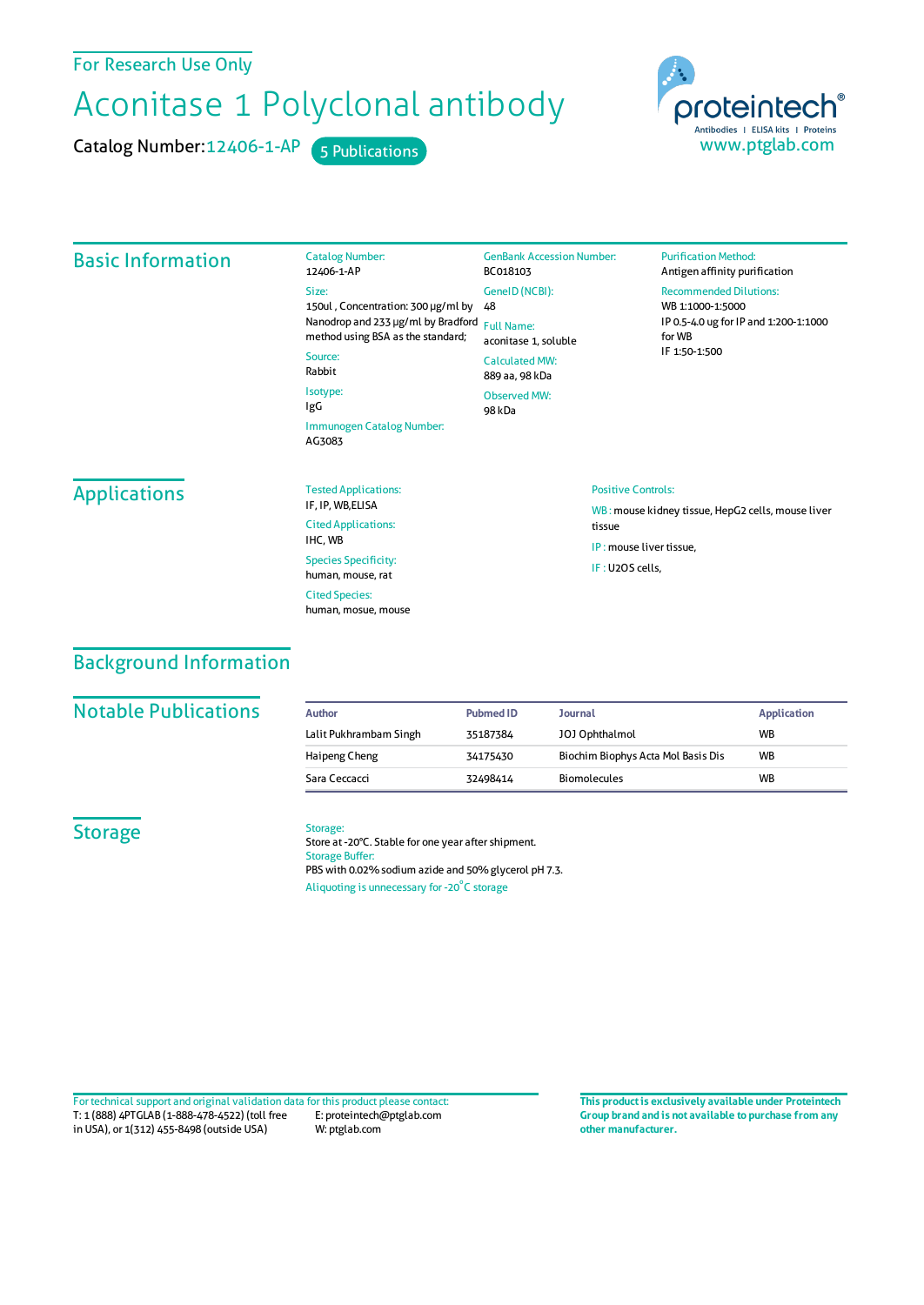For Research Use Only

# Aconitase 1 Polyclonal antibody

Catalog Number: 12406-1-AP    5 Publications

proteintech®
Antibodies | ELISA kits | Proteins
www.ptglab.com

## Basic Information

**Catalog Number:**
12406-1-AP

**Size:**
150ul , Concentration: 300 μg/ml by Nanodrop and 233 μg/ml by Bradford method using BSA as the standard;

**Source:**
Rabbit

**Isotype:**
IgG

**Immunogen Catalog Number:**
AG3083

**GenBank Accession Number:**
BC018103

**GeneID (NCBI):**
48

**Full Name:**
aconitase 1, soluble

**Calculated MW:**
889 aa, 98 kDa

**Observed MW:**
98 kDa

**Purification Method:**
Antigen affinity purification

**Recommended Dilutions:**
WB 1:1000-1:5000
IP 0.5-4.0 ug for IP and 1:200-1:1000 for WB
IF 1:50-1:500

## Applications

**Tested Applications:**
IF, IP, WB,ELISA

**Cited Applications:**
IHC, WB

**Species Specificity:**
human, mouse, rat

**Cited Species:**
human, mosue, mouse

**Positive Controls:**

WB : mouse kidney tissue, HepG2 cells, mouse liver tissue

IP : mouse liver tissue,

IF : U2OS cells,

## Background Information

## Notable Publications

| Author | Pubmed ID | Journal | Application |
|---|---|---|---|
| Lalit Pukhrambam Singh | 35187384 | JOJ Ophthalmol | WB |
| Haipeng Cheng | 34175430 | Biochim Biophys Acta Mol Basis Dis | WB |
| Sara Ceccacci | 32498414 | Biomolecules | WB |

## Storage

**Storage:**
Store at -20°C. Stable for one year after shipment.
**Storage Buffer:**
PBS with 0.02% sodium azide and 50% glycerol pH 7.3.
Aliquoting is unnecessary for -20°C storage

For technical support and original validation data for this product please contact:
T: 1 (888) 4PTGLAB (1-888-478-4522) (toll free in USA), or 1(312) 455-8498 (outside USA)
E: proteintech@ptglab.com
W: ptglab.com

**This product is exclusively available under Proteintech Group brand and is not available to purchase from any other manufacturer.**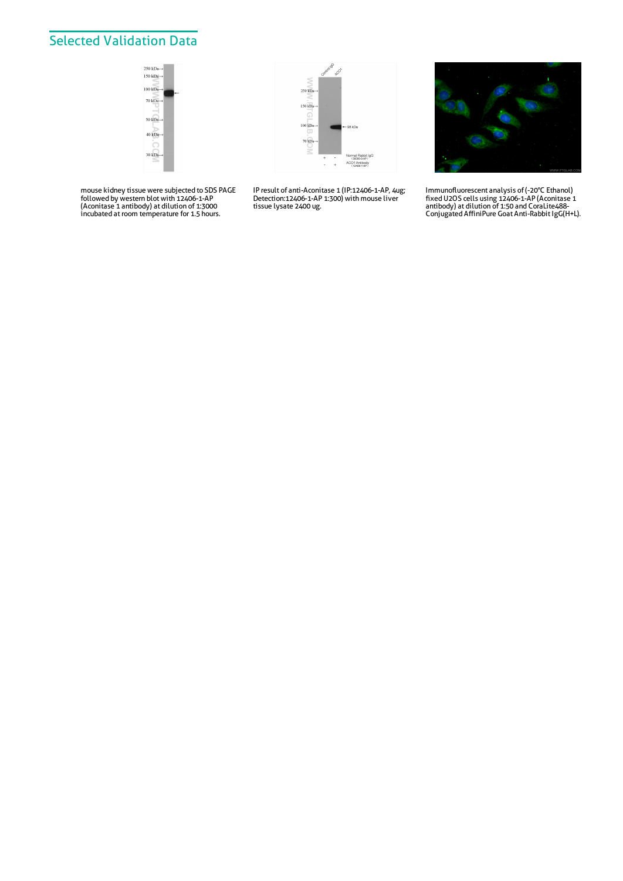## Selected Validation Data

250 kDa→
150 kDa→
100 kDa→
70 kDa→
50 kDa→
40 kDa→
30 kDa→

mouse kidney tissue were subjected to SDS PAGE followed by western blot with 12406-1-AP (Aconitase 1 antibody) at dilution of 1:3000 incubated at room temperature for 1.5 hours.

Control IgG
ACO1
250 kDa→
150 kDa→
100 kDa→
70 kDa→
← 98 kDa
Normal Rabbit IgG (30000-0-AP)
ACO1 Antibody (12406-1-AP)

IP result of anti-Aconitase 1 (IP:12406-1-AP, 4ug; Detection:12406-1-AP 1:300) with mouse liver tissue lysate 2400 ug.

Immunofluorescent analysis of (-20°C Ethanol) fixed U2OS cells using 12406-1-AP (Aconitase 1 antibody) at dilution of 1:50 and CoraLite488-Conjugated AffiniPure Goat Anti-Rabbit IgG(H+L).